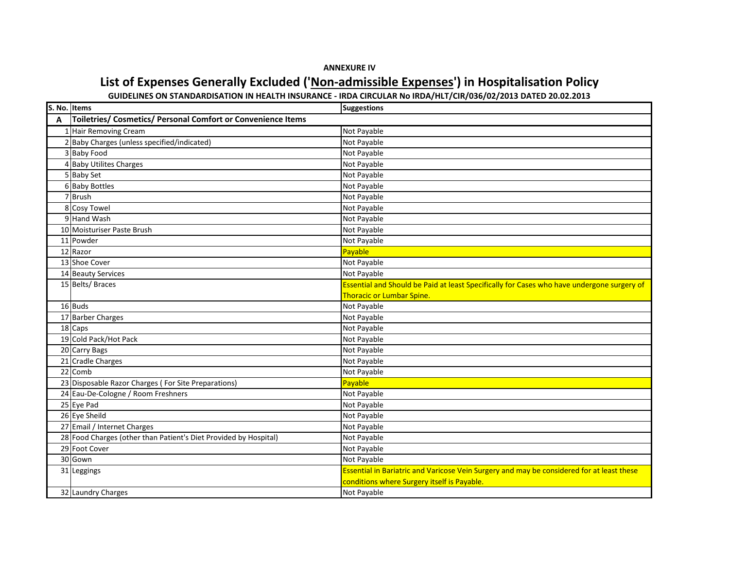**ANNEXURE IV**

# List of Expenses Generally Excluded ('Non-admissible Expenses') in Hospitalisation Policy

**GUIDELINES ON STANDARDISATION IN HEALTH INSURANCE - IRDA CIRCULAR No IRDA/HLT/CIR/036/02/2013 DATED 20.02.2013**

| S. No. | Items | Suggestions |
|---|---|---|
| **A** | **Toiletries/ Cosmetics/ Personal Comfort or Convenience Items** | |
| 1 | Hair Removing Cream | Not Payable |
| 2 | Baby Charges (unless specified/indicated) | Not Payable |
| 3 | Baby Food | Not Payable |
| 4 | Baby Utilites Charges | Not Payable |
| 5 | Baby Set | Not Payable |
| 6 | Baby Bottles | Not Payable |
| 7 | Brush | Not Payable |
| 8 | Cosy Towel | Not Payable |
| 9 | Hand Wash | Not Payable |
| 10 | Moisturiser Paste Brush | Not Payable |
| 11 | Powder | Not Payable |
| 12 | Razor | Payable |
| 13 | Shoe Cover | Not Payable |
| 14 | Beauty Services | Not Payable |
| 15 | Belts/ Braces | Essential and Should be Paid at least Specifically for Cases who have undergone surgery of Thoracic or Lumbar Spine. |
| 16 | Buds | Not Payable |
| 17 | Barber Charges | Not Payable |
| 18 | Caps | Not Payable |
| 19 | Cold Pack/Hot Pack | Not Payable |
| 20 | Carry Bags | Not Payable |
| 21 | Cradle Charges | Not Payable |
| 22 | Comb | Not Payable |
| 23 | Disposable Razor Charges ( For Site Preparations) | Payable |
| 24 | Eau-De-Cologne / Room Freshners | Not Payable |
| 25 | Eye Pad | Not Payable |
| 26 | Eye Sheild | Not Payable |
| 27 | Email / Internet Charges | Not Payable |
| 28 | Food Charges (other than Patient's Diet Provided by Hospital) | Not Payable |
| 29 | Foot Cover | Not Payable |
| 30 | Gown | Not Payable |
| 31 | Leggings | Essential in Bariatric and Varicose Vein Surgery and may be considered for at least these conditions where Surgery itself is Payable. |
| 32 | Laundry Charges | Not Payable |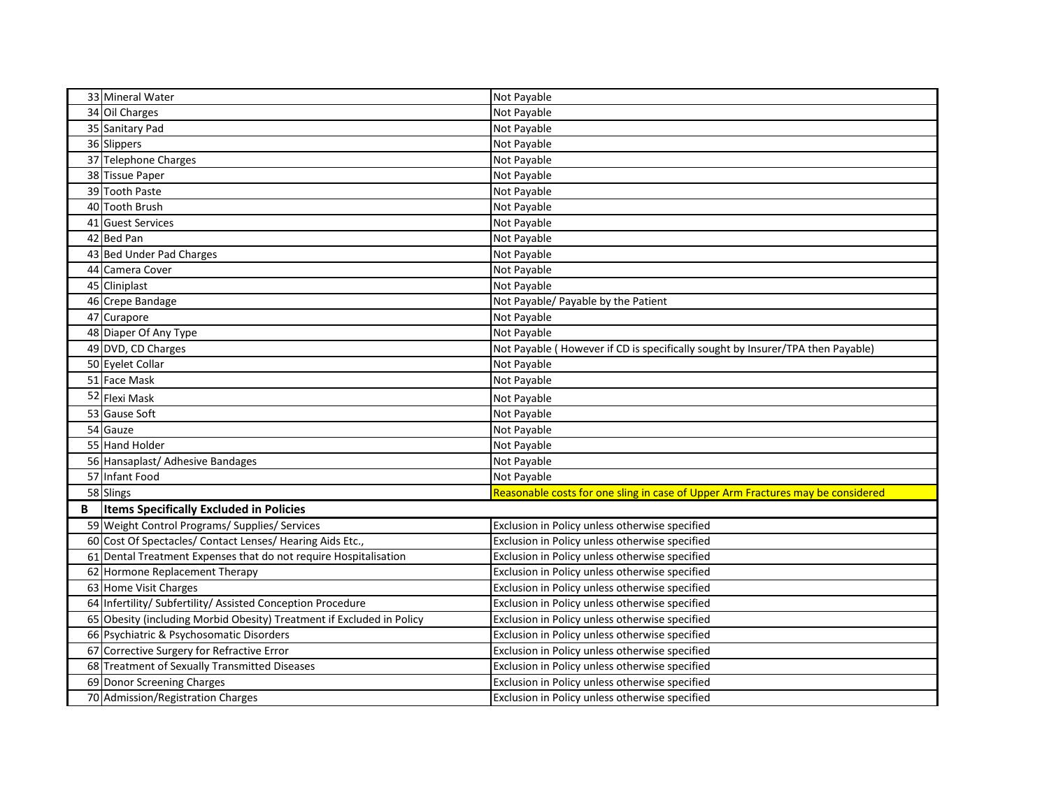| | | |
|---|---|---|
| 33 | Mineral Water | Not Payable |
| 34 | Oil Charges | Not Payable |
| 35 | Sanitary Pad | Not Payable |
| 36 | Slippers | Not Payable |
| 37 | Telephone Charges | Not Payable |
| 38 | Tissue Paper | Not Payable |
| 39 | Tooth Paste | Not Payable |
| 40 | Tooth Brush | Not Payable |
| 41 | Guest Services | Not Payable |
| 42 | Bed Pan | Not Payable |
| 43 | Bed Under Pad Charges | Not Payable |
| 44 | Camera Cover | Not Payable |
| 45 | Cliniplast | Not Payable |
| 46 | Crepe Bandage | Not Payable/ Payable by the Patient |
| 47 | Curapore | Not Payable |
| 48 | Diaper Of Any Type | Not Payable |
| 49 | DVD, CD Charges | Not Payable ( However if CD is specifically sought by Insurer/TPA then Payable) |
| 50 | Eyelet Collar | Not Payable |
| 51 | Face Mask | Not Payable |
| 52 | Flexi Mask | Not Payable |
| 53 | Gause Soft | Not Payable |
| 54 | Gauze | Not Payable |
| 55 | Hand Holder | Not Payable |
| 56 | Hansaplast/ Adhesive Bandages | Not Payable |
| 57 | Infant Food | Not Payable |
| 58 | Slings | Reasonable costs for one sling in case of Upper Arm Fractures may be considered |
| **B** | **Items Specifically Excluded in Policies** | |
| 59 | Weight Control Programs/ Supplies/ Services | Exclusion in Policy unless otherwise specified |
| 60 | Cost Of Spectacles/ Contact Lenses/ Hearing Aids Etc., | Exclusion in Policy unless otherwise specified |
| 61 | Dental Treatment Expenses that do not require Hospitalisation | Exclusion in Policy unless otherwise specified |
| 62 | Hormone Replacement Therapy | Exclusion in Policy unless otherwise specified |
| 63 | Home Visit Charges | Exclusion in Policy unless otherwise specified |
| 64 | Infertility/ Subfertility/ Assisted Conception Procedure | Exclusion in Policy unless otherwise specified |
| 65 | Obesity (including Morbid Obesity) Treatment if Excluded in Policy | Exclusion in Policy unless otherwise specified |
| 66 | Psychiatric & Psychosomatic Disorders | Exclusion in Policy unless otherwise specified |
| 67 | Corrective Surgery for Refractive Error | Exclusion in Policy unless otherwise specified |
| 68 | Treatment of Sexually Transmitted Diseases | Exclusion in Policy unless otherwise specified |
| 69 | Donor Screening Charges | Exclusion in Policy unless otherwise specified |
| 70 | Admission/Registration Charges | Exclusion in Policy unless otherwise specified |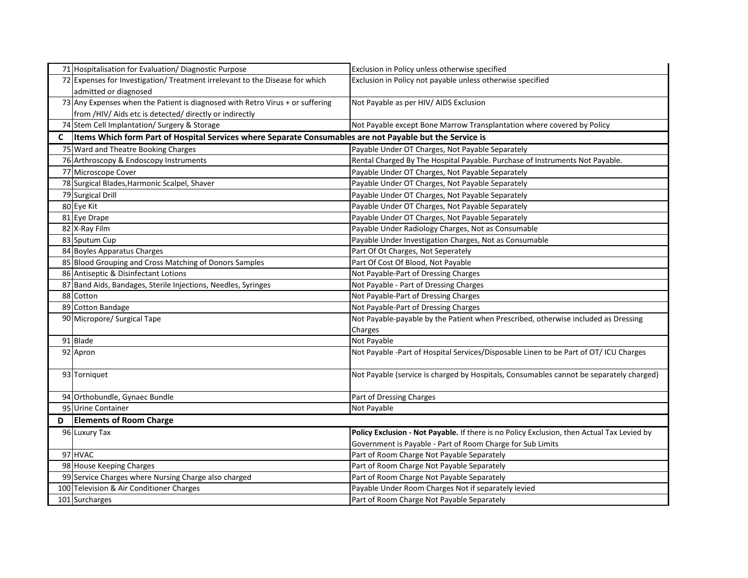| | | |
|---|---|---|
| 71 | Hospitalisation for Evaluation/ Diagnostic Purpose | Exclusion in Policy unless otherwise specified |
| 72 | Expenses for Investigation/ Treatment irrelevant to the Disease for which admitted or diagnosed | Exclusion in Policy not payable unless otherwise specified |
| 73 | Any Expenses when the Patient is diagnosed with Retro Virus + or suffering from /HIV/ Aids etc is detected/ directly or indirectly | Not Payable as per HIV/ AIDS Exclusion |
| 74 | Stem Cell Implantation/ Surgery & Storage | Not Payable except Bone Marrow Transplantation where covered by Policy |
| **C** | **Items Which form Part of Hospital Services where Separate Consumables are not Payable but the Service is** | |
| 75 | Ward and Theatre Booking Charges | Payable Under OT Charges, Not Payable Separately |
| 76 | Arthroscopy & Endoscopy Instruments | Rental Charged By The Hospital Payable. Purchase of Instruments Not Payable. |
| 77 | Microscope Cover | Payable Under OT Charges, Not Payable Separately |
| 78 | Surgical Blades,Harmonic Scalpel, Shaver | Payable Under OT Charges, Not Payable Separately |
| 79 | Surgical Drill | Payable Under OT Charges, Not Payable Separately |
| 80 | Eye Kit | Payable Under OT Charges, Not Payable Separately |
| 81 | Eye Drape | Payable Under OT Charges, Not Payable Separately |
| 82 | X-Ray Film | Payable Under Radiology Charges, Not as Consumable |
| 83 | Sputum Cup | Payable Under Investigation Charges, Not as Consumable |
| 84 | Boyles Apparatus Charges | Part Of Ot Charges, Not Seperately |
| 85 | Blood Grouping and Cross Matching of Donors Samples | Part Of Cost Of Blood, Not Payable |
| 86 | Antiseptic & Disinfectant Lotions | Not Payable-Part of Dressing Charges |
| 87 | Band Aids, Bandages, Sterile Injections, Needles, Syringes | Not Payable - Part of Dressing Charges |
| 88 | Cotton | Not Payable-Part of Dressing Charges |
| 89 | Cotton Bandage | Not Payable-Part of Dressing Charges |
| 90 | Micropore/ Surgical Tape | Not Payable-payable by the Patient when Prescribed, otherwise included as Dressing Charges |
| 91 | Blade | Not Payable |
| 92 | Apron | Not Payable -Part of Hospital Services/Disposable Linen to be Part of OT/ ICU Charges |
| 93 | Torniquet | Not Payable (service is charged by Hospitals, Consumables cannot be separately charged) |
| 94 | Orthobundle, Gynaec Bundle | Part of Dressing Charges |
| 95 | Urine Container | Not Payable |
| **D** | **Elements of Room Charge** | |
| 96 | Luxury Tax | **Policy Exclusion - Not Payable.** If there is no Policy Exclusion, then Actual Tax Levied by Government is Payable - Part of Room Charge for Sub Limits |
| 97 | HVAC | Part of Room Charge Not Payable Separately |
| 98 | House Keeping Charges | Part of Room Charge Not Payable Separately |
| 99 | Service Charges where Nursing Charge also charged | Part of Room Charge Not Payable Separately |
| 100 | Television & Air Conditioner Charges | Payable Under Room Charges Not if separately levied |
| 101 | Surcharges | Part of Room Charge Not Payable Separately |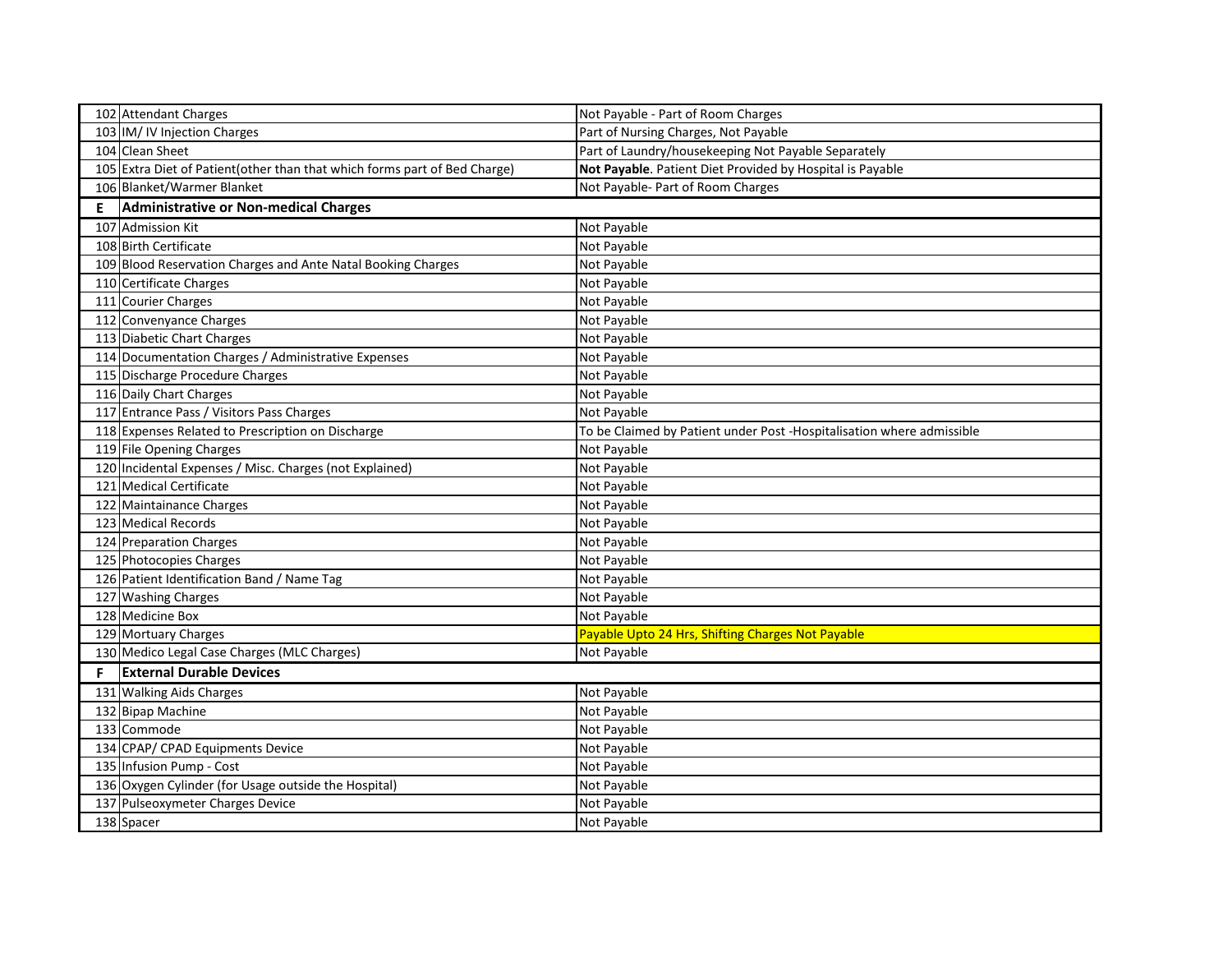| | | |
|---|---|---|
| 102 | Attendant Charges | Not Payable - Part of Room Charges |
| 103 | IM/ IV Injection Charges | Part of Nursing Charges, Not Payable |
| 104 | Clean Sheet | Part of Laundry/housekeeping Not Payable Separately |
| 105 | Extra Diet of Patient(other than that which forms part of Bed Charge) | **Not Payable**. Patient Diet Provided by Hospital is Payable |
| 106 | Blanket/Warmer Blanket | Not Payable- Part of Room Charges |
| **E** | **Administrative or Non-medical Charges** | |
| 107 | Admission Kit | Not Payable |
| 108 | Birth Certificate | Not Payable |
| 109 | Blood Reservation Charges and Ante Natal Booking Charges | Not Payable |
| 110 | Certificate Charges | Not Payable |
| 111 | Courier Charges | Not Payable |
| 112 | Convenyance Charges | Not Payable |
| 113 | Diabetic Chart Charges | Not Payable |
| 114 | Documentation Charges / Administrative Expenses | Not Payable |
| 115 | Discharge Procedure Charges | Not Payable |
| 116 | Daily Chart Charges | Not Payable |
| 117 | Entrance Pass / Visitors Pass Charges | Not Payable |
| 118 | Expenses Related to Prescription on Discharge | To be Claimed by Patient under Post -Hospitalisation where admissible |
| 119 | File Opening Charges | Not Payable |
| 120 | Incidental Expenses / Misc. Charges (not Explained) | Not Payable |
| 121 | Medical Certificate | Not Payable |
| 122 | Maintainance Charges | Not Payable |
| 123 | Medical Records | Not Payable |
| 124 | Preparation Charges | Not Payable |
| 125 | Photocopies Charges | Not Payable |
| 126 | Patient Identification Band / Name Tag | Not Payable |
| 127 | Washing Charges | Not Payable |
| 128 | Medicine Box | Not Payable |
| 129 | Mortuary Charges | Payable Upto 24 Hrs, Shifting Charges Not Payable |
| 130 | Medico Legal Case Charges (MLC Charges) | Not Payable |
| **F** | **External Durable Devices** | |
| 131 | Walking Aids Charges | Not Payable |
| 132 | Bipap Machine | Not Payable |
| 133 | Commode | Not Payable |
| 134 | CPAP/ CPAD Equipments Device | Not Payable |
| 135 | Infusion Pump - Cost | Not Payable |
| 136 | Oxygen Cylinder (for Usage outside the Hospital) | Not Payable |
| 137 | Pulseoxymeter Charges Device | Not Payable |
| 138 | Spacer | Not Payable |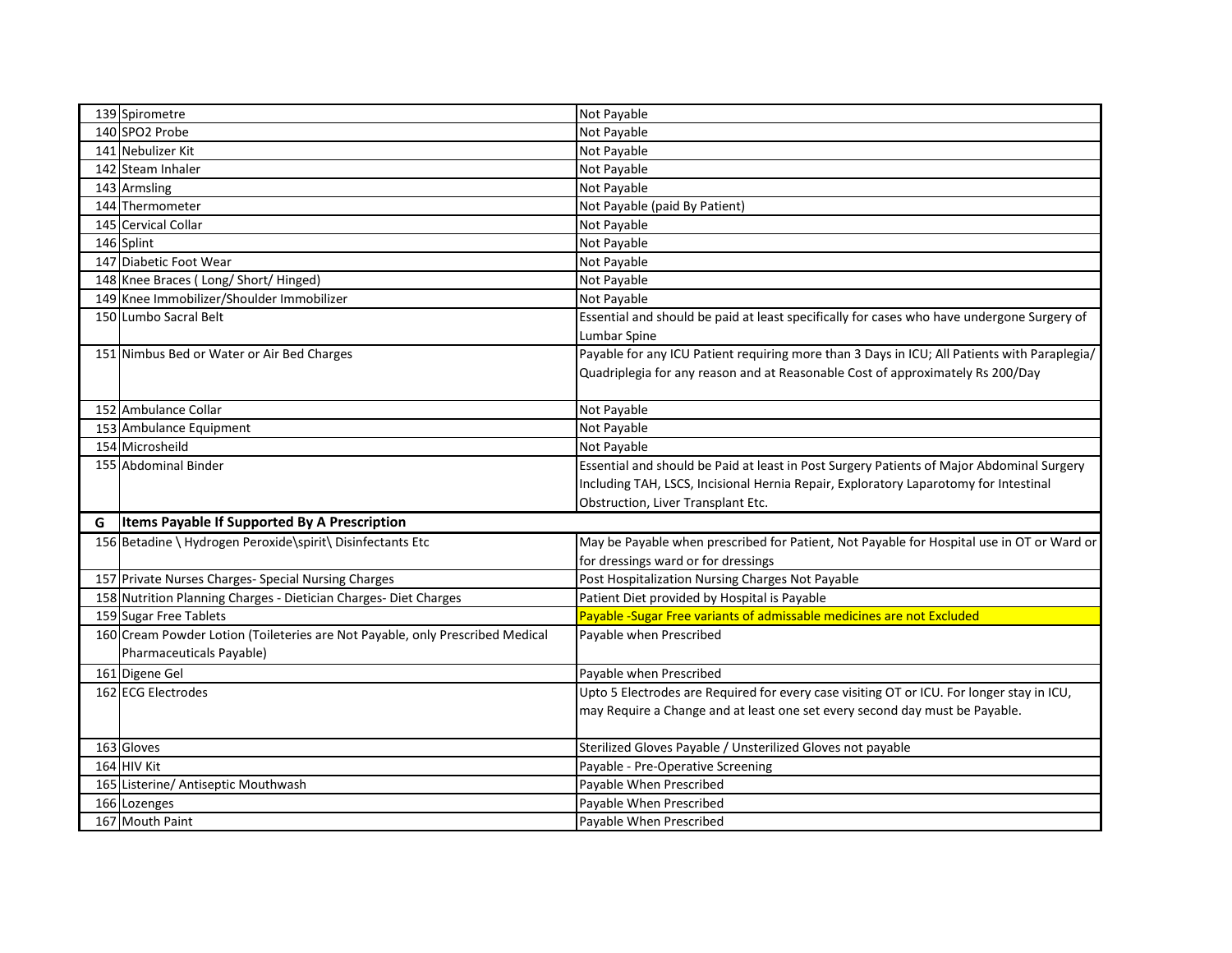| | | |
|---|---|---|
| 139 | Spirometre | Not Payable |
| 140 | SPO2 Probe | Not Payable |
| 141 | Nebulizer Kit | Not Payable |
| 142 | Steam Inhaler | Not Payable |
| 143 | Armsling | Not Payable |
| 144 | Thermometer | Not Payable (paid By Patient) |
| 145 | Cervical Collar | Not Payable |
| 146 | Splint | Not Payable |
| 147 | Diabetic Foot Wear | Not Payable |
| 148 | Knee Braces ( Long/ Short/ Hinged) | Not Payable |
| 149 | Knee Immobilizer/Shoulder Immobilizer | Not Payable |
| 150 | Lumbo Sacral Belt | Essential and should be paid at least specifically for cases who have undergone Surgery of Lumbar Spine |
| 151 | Nimbus Bed or Water or Air Bed Charges | Payable for any ICU Patient requiring more than 3 Days in ICU; All Patients with Paraplegia/ Quadriplegia for any reason and at Reasonable Cost of approximately Rs 200/Day |
| 152 | Ambulance Collar | Not Payable |
| 153 | Ambulance Equipment | Not Payable |
| 154 | Microsheild | Not Payable |
| 155 | Abdominal Binder | Essential and should be Paid at least in Post Surgery Patients of Major Abdominal Surgery Including TAH, LSCS, Incisional Hernia Repair, Exploratory Laparotomy for Intestinal Obstruction, Liver Transplant Etc. |
| **G** | **Items Payable If Supported By A Prescription** | |
| 156 | Betadine \ Hydrogen Peroxide\spirit\ Disinfectants Etc | May be Payable when prescribed for Patient, Not Payable for Hospital use in OT or Ward or for dressings ward or for dressings |
| 157 | Private Nurses Charges- Special Nursing Charges | Post Hospitalization Nursing Charges Not Payable |
| 158 | Nutrition Planning Charges - Dietician Charges- Diet Charges | Patient Diet provided by Hospital is Payable |
| 159 | Sugar Free Tablets | Payable -Sugar Free variants of admissable medicines are not Excluded |
| 160 | Cream Powder Lotion (Toileteries are Not Payable, only Prescribed Medical Pharmaceuticals Payable) | Payable when Prescribed |
| 161 | Digene Gel | Payable when Prescribed |
| 162 | ECG Electrodes | Upto 5 Electrodes are Required for every case visiting OT or ICU. For longer stay in ICU, may Require a Change and at least one set every second day must be Payable. |
| 163 | Gloves | Sterilized Gloves Payable / Unsterilized Gloves not payable |
| 164 | HIV Kit | Payable - Pre-Operative Screening |
| 165 | Listerine/ Antiseptic Mouthwash | Payable When Prescribed |
| 166 | Lozenges | Payable When Prescribed |
| 167 | Mouth Paint | Payable When Prescribed |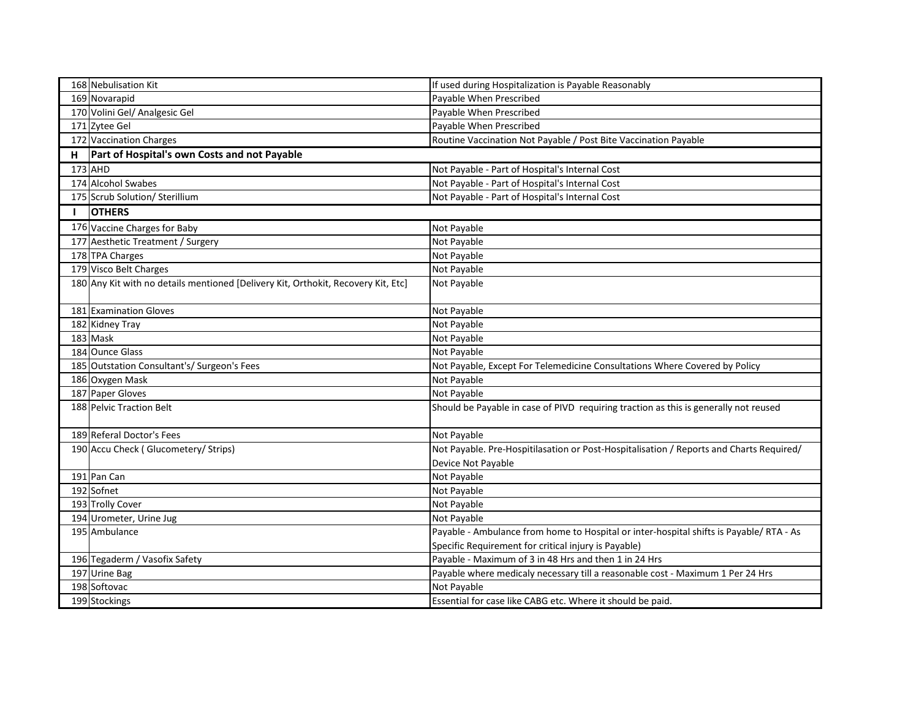| | | |
|---|---|---|
| 168 | Nebulisation Kit | If used during Hospitalization is Payable Reasonably |
| 169 | Novarapid | Payable When Prescribed |
| 170 | Volini Gel/ Analgesic Gel | Payable When Prescribed |
| 171 | Zytee Gel | Payable When Prescribed |
| 172 | Vaccination Charges | Routine Vaccination Not Payable / Post Bite Vaccination Payable |
| **H** | **Part of Hospital's own Costs and not Payable** | |
| 173 | AHD | Not Payable - Part of Hospital's Internal Cost |
| 174 | Alcohol Swabes | Not Payable - Part of Hospital's Internal Cost |
| 175 | Scrub Solution/ Sterillium | Not Payable - Part of Hospital's Internal Cost |
| **I** | **OTHERS** | |
| 176 | Vaccine Charges for Baby | Not Payable |
| 177 | Aesthetic Treatment / Surgery | Not Payable |
| 178 | TPA Charges | Not Payable |
| 179 | Visco Belt Charges | Not Payable |
| 180 | Any Kit with no details mentioned [Delivery Kit, Orthokit, Recovery Kit, Etc] | Not Payable |
| 181 | Examination Gloves | Not Payable |
| 182 | Kidney Tray | Not Payable |
| 183 | Mask | Not Payable |
| 184 | Ounce Glass | Not Payable |
| 185 | Outstation Consultant's/ Surgeon's Fees | Not Payable, Except For Telemedicine Consultations Where Covered by Policy |
| 186 | Oxygen Mask | Not Payable |
| 187 | Paper Gloves | Not Payable |
| 188 | Pelvic Traction Belt | Should be Payable in case of PIVD requiring traction as this is generally not reused |
| 189 | Referal Doctor's Fees | Not Payable |
| 190 | Accu Check ( Glucometery/ Strips) | Not Payable. Pre-Hospitilasation or Post-Hospitalisation / Reports and Charts Required/ Device Not Payable |
| 191 | Pan Can | Not Payable |
| 192 | Sofnet | Not Payable |
| 193 | Trolly Cover | Not Payable |
| 194 | Urometer, Urine Jug | Not Payable |
| 195 | Ambulance | Payable - Ambulance from home to Hospital or inter-hospital shifts is Payable/ RTA - As Specific Requirement for critical injury is Payable) |
| 196 | Tegaderm / Vasofix Safety | Payable - Maximum of 3 in 48 Hrs and then 1 in 24 Hrs |
| 197 | Urine Bag | Payable where medicaly necessary till a reasonable cost - Maximum 1 Per 24 Hrs |
| 198 | Softovac | Not Payable |
| 199 | Stockings | Essential for case like CABG etc. Where it should be paid. |